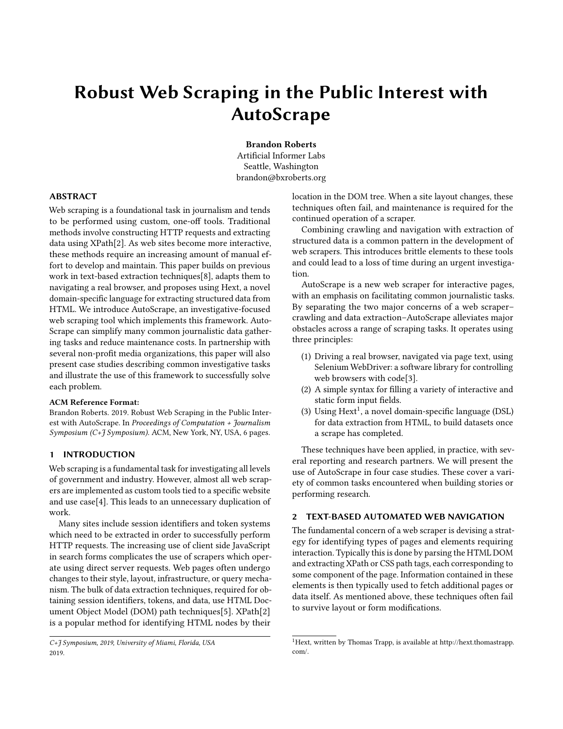# Robust Web Scraping in the Public Interest with AutoScrape

**Brandon Roberts**
Artificial Informer Labs
Seattle, Washington
brandon@bxroberts.org

## ABSTRACT

Web scraping is a foundational task in journalism and tends to be performed using custom, one-off tools. Traditional methods involve constructing HTTP requests and extracting data using XPath[2]. As web sites become more interactive, these methods require an increasing amount of manual effort to develop and maintain. This paper builds on previous work in text-based extraction techniques[8], adapts them to navigating a real browser, and proposes using Hext, a novel domain-specific language for extracting structured data from HTML. We introduce AutoScrape, an investigative-focused web scraping tool which implements this framework. AutoScrape can simplify many common journalistic data gathering tasks and reduce maintenance costs. In partnership with several non-profit media organizations, this paper will also present case studies describing common investigative tasks and illustrate the use of this framework to successfully solve each problem.

**ACM Reference Format:**
Brandon Roberts. 2019. Robust Web Scraping in the Public Interest with AutoScrape. In *Proceedings of Computation + Journalism Symposium (C+J Symposium)*. ACM, New York, NY, USA, 6 pages.

## 1 INTRODUCTION

Web scraping is a fundamental task for investigating all levels of government and industry. However, almost all web scrapers are implemented as custom tools tied to a specific website and use case[4]. This leads to an unnecessary duplication of work.

Many sites include session identifiers and token systems which need to be extracted in order to successfully perform HTTP requests. The increasing use of client side JavaScript in search forms complicates the use of scrapers which operate using direct server requests. Web pages often undergo changes to their style, layout, infrastructure, or query mechanism. The bulk of data extraction techniques, required for obtaining session identifiers, tokens, and data, use HTML Document Object Model (DOM) path techniques[5]. XPath[2] is a popular method for identifying HTML nodes by their location in the DOM tree. When a site layout changes, these techniques often fail, and maintenance is required for the continued operation of a scraper.

Combining crawling and navigation with extraction of structured data is a common pattern in the development of web scrapers. This introduces brittle elements to these tools and could lead to a loss of time during an urgent investigation.

AutoScrape is a new web scraper for interactive pages, with an emphasis on facilitating common journalistic tasks. By separating the two major concerns of a web scraper–crawling and data extraction–AutoScrape alleviates major obstacles across a range of scraping tasks. It operates using three principles:

(1) Driving a real browser, navigated via page text, using Selenium WebDriver: a software library for controlling web browsers with code[3].
(2) A simple syntax for filling a variety of interactive and static form input fields.
(3) Using Hext[1], a novel domain-specific language (DSL) for data extraction from HTML, to build datasets once a scrape has completed.

These techniques have been applied, in practice, with several reporting and research partners. We will present the use of AutoScrape in four case studies. These cover a variety of common tasks encountered when building stories or performing research.

## 2 TEXT-BASED AUTOMATED WEB NAVIGATION

The fundamental concern of a web scraper is devising a strategy for identifying types of pages and elements requiring interaction. Typically this is done by parsing the HTML DOM and extracting XPath or CSS path tags, each corresponding to some component of the page. Information contained in these elements is then typically used to fetch additional pages or data itself. As mentioned above, these techniques often fail to survive layout or form modifications.

*C+J Symposium, 2019, University of Miami, Florida, USA*
2019.

[1] Hext, written by Thomas Trapp, is available at http://hext.thomastrapp.com/.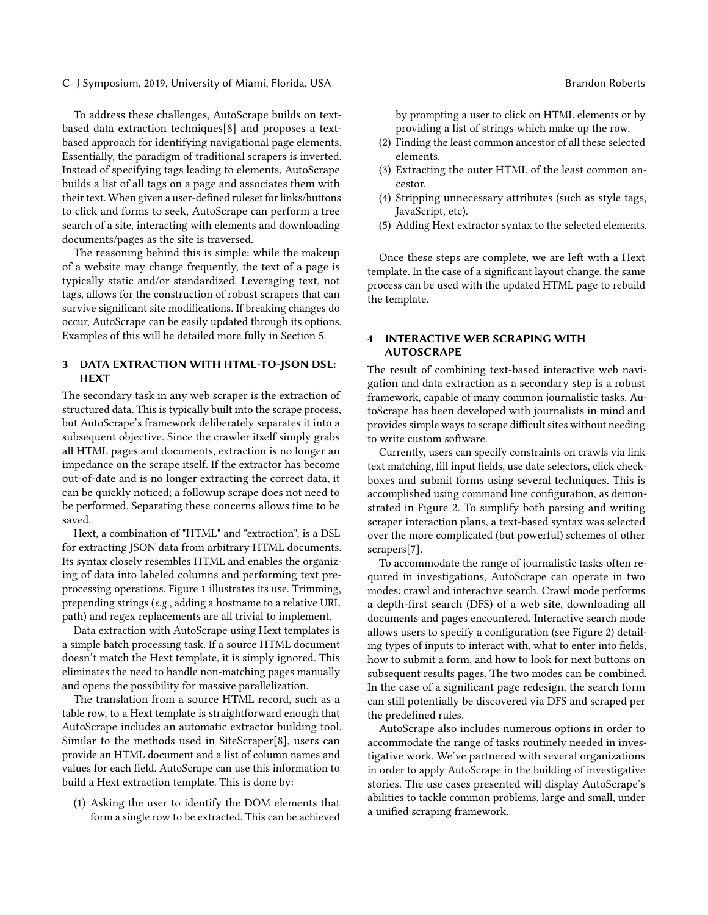To address these challenges, AutoScrape builds on text-based data extraction techniques[8] and proposes a text-based approach for identifying navigational page elements. Essentially, the paradigm of traditional scrapers is inverted. Instead of specifying tags leading to elements, AutoScrape builds a list of all tags on a page and associates them with their text. When given a user-defined ruleset for links/buttons to click and forms to seek, AutoScrape can perform a tree search of a site, interacting with elements and downloading documents/pages as the site is traversed.

The reasoning behind this is simple: while the makeup of a website may change frequently, the text of a page is typically static and/or standardized. Leveraging text, not tags, allows for the construction of robust scrapers that can survive significant site modifications. If breaking changes do occur, AutoScrape can be easily updated through its options. Examples of this will be detailed more fully in Section 5.

## 3 DATA EXTRACTION WITH HTML-TO-JSON DSL: HEXT

The secondary task in any web scraper is the extraction of structured data. This is typically built into the scrape process, but AutoScrape's framework deliberately separates it into a subsequent objective. Since the crawler itself simply grabs all HTML pages and documents, extraction is no longer an impedance on the scrape itself. If the extractor has become out-of-date and is no longer extracting the correct data, it can be quickly noticed; a followup scrape does not need to be performed. Separating these concerns allows time to be saved.

Hext, a combination of "HTML" and "extraction", is a DSL for extracting JSON data from arbitrary HTML documents. Its syntax closely resembles HTML and enables the organizing of data into labeled columns and performing text pre-processing operations. Figure 1 illustrates its use. Trimming, prepending strings (*e.g.*, adding a hostname to a relative URL path) and regex replacements are all trivial to implement.

Data extraction with AutoScrape using Hext templates is a simple batch processing task. If a source HTML document doesn't match the Hext template, it is simply ignored. This eliminates the need to handle non-matching pages manually and opens the possibility for massive parallelization.

The translation from a source HTML record, such as a table row, to a Hext template is straightforward enough that AutoScrape includes an automatic extractor building tool. Similar to the methods used in SiteScraper[8], users can provide an HTML document and a list of column names and values for each field. AutoScrape can use this information to build a Hext extraction template. This is done by:

(1) Asking the user to identify the DOM elements that form a single row to be extracted. This can be achieved by prompting a user to click on HTML elements or by providing a list of strings which make up the row.
(2) Finding the least common ancestor of all these selected elements.
(3) Extracting the outer HTML of the least common ancestor.
(4) Stripping unnecessary attributes (such as style tags, JavaScript, etc).
(5) Adding Hext extractor syntax to the selected elements.

Once these steps are complete, we are left with a Hext template. In the case of a significant layout change, the same process can be used with the updated HTML page to rebuild the template.

## 4 INTERACTIVE WEB SCRAPING WITH AUTOSCRAPE

The result of combining text-based interactive web navigation and data extraction as a secondary step is a robust framework, capable of many common journalistic tasks. AutoScrape has been developed with journalists in mind and provides simple ways to scrape difficult sites without needing to write custom software.

Currently, users can specify constraints on crawls via link text matching, fill input fields, use date selectors, click checkboxes and submit forms using several techniques. This is accomplished using command line configuration, as demonstrated in Figure 2. To simplify both parsing and writing scraper interaction plans, a text-based syntax was selected over the more complicated (but powerful) schemes of other scrapers[7].

To accommodate the range of journalistic tasks often required in investigations, AutoScrape can operate in two modes: crawl and interactive search. Crawl mode performs a depth-first search (DFS) of a web site, downloading all documents and pages encountered. Interactive search mode allows users to specify a configuration (see Figure 2) detailing types of inputs to interact with, what to enter into fields, how to submit a form, and how to look for next buttons on subsequent results pages. The two modes can be combined. In the case of a significant page redesign, the search form can still potentially be discovered via DFS and scraped per the predefined rules.

AutoScrape also includes numerous options in order to accommodate the range of tasks routinely needed in investigative work. We've partnered with several organizations in order to apply AutoScrape in the building of investigative stories. The use cases presented will display AutoScrape's abilities to tackle common problems, large and small, under a unified scraping framework.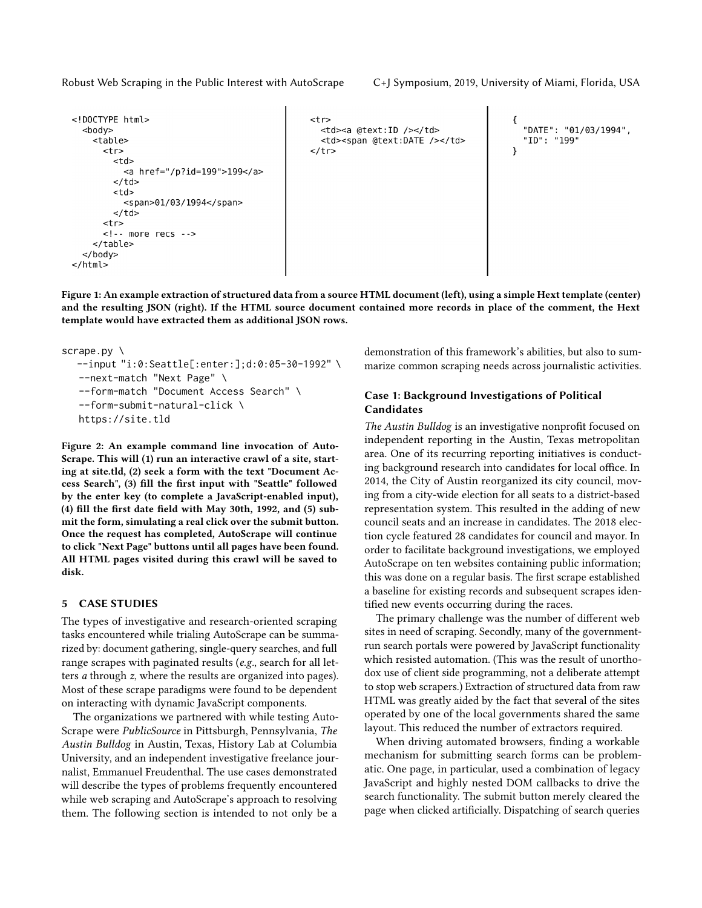```html
<!DOCTYPE html>
  <body>
    <table>
      <tr>
        <td>
          <a href="/p?id=199">199</a>
        </td>
        <td>
          <span>01/03/1994</span>
        </td>
      <tr>
      <!-- more recs -->
    </table>
  </body>
</html>
```

```
<tr>
  <td><a @text:ID /></td>
  <td><span @text:DATE /></td>
</tr>
```

```json
{
  "DATE": "01/03/1994",
  "ID": "199"
}
```

**Figure 1: An example extraction of structured data from a source HTML document (left), using a simple Hext template (center) and the resulting JSON (right). If the HTML source document contained more records in place of the comment, the Hext template would have extracted them as additional JSON rows.**

```
scrape.py \
  --input "i:0:Seattle[:enter:];d:0:05-30-1992" \
  --next-match "Next Page" \
  --form-match "Document Access Search" \
  --form-submit-natural-click \
  https://site.tld
```

**Figure 2: An example command line invocation of AutoScrape. This will (1) run an interactive crawl of a site, starting at site.tld, (2) seek a form with the text "Document Access Search", (3) fill the first input with "Seattle" followed by the enter key (to complete a JavaScript-enabled input), (4) fill the first date field with May 30th, 1992, and (5) submit the form, simulating a real click over the submit button. Once the request has completed, AutoScrape will continue to click "Next Page" buttons until all pages have been found. All HTML pages visited during this crawl will be saved to disk.**

## 5 CASE STUDIES

The types of investigative and research-oriented scraping tasks encountered while trialing AutoScrape can be summarized by: document gathering, single-query searches, and full range scrapes with paginated results (*e.g.*, search for all letters *a* through *z*, where the results are organized into pages). Most of these scrape paradigms were found to be dependent on interacting with dynamic JavaScript components.

The organizations we partnered with while testing AutoScrape were *PublicSource* in Pittsburgh, Pennsylvania, *The Austin Bulldog* in Austin, Texas, History Lab at Columbia University, and an independent investigative freelance journalist, Emmanuel Freudenthal. The use cases demonstrated will describe the types of problems frequently encountered while web scraping and AutoScrape's approach to resolving them. The following section is intended to not only be a demonstration of this framework's abilities, but also to summarize common scraping needs across journalistic activities.

### Case 1: Background Investigations of Political Candidates

*The Austin Bulldog* is an investigative nonprofit focused on independent reporting in the Austin, Texas metropolitan area. One of its recurring reporting initiatives is conducting background research into candidates for local office. In 2014, the City of Austin reorganized its city council, moving from a city-wide election for all seats to a district-based representation system. This resulted in the adding of new council seats and an increase in candidates. The 2018 election cycle featured 28 candidates for council and mayor. In order to facilitate background investigations, we employed AutoScrape on ten websites containing public information; this was done on a regular basis. The first scrape established a baseline for existing records and subsequent scrapes identified new events occurring during the races.

The primary challenge was the number of different web sites in need of scraping. Secondly, many of the government-run search portals were powered by JavaScript functionality which resisted automation. (This was the result of unorthodox use of client side programming, not a deliberate attempt to stop web scrapers.) Extraction of structured data from raw HTML was greatly aided by the fact that several of the sites operated by one of the local governments shared the same layout. This reduced the number of extractors required.

When driving automated browsers, finding a workable mechanism for submitting search forms can be problematic. One page, in particular, used a combination of legacy JavaScript and highly nested DOM callbacks to drive the search functionality. The submit button merely cleared the page when clicked artificially. Dispatching of search queries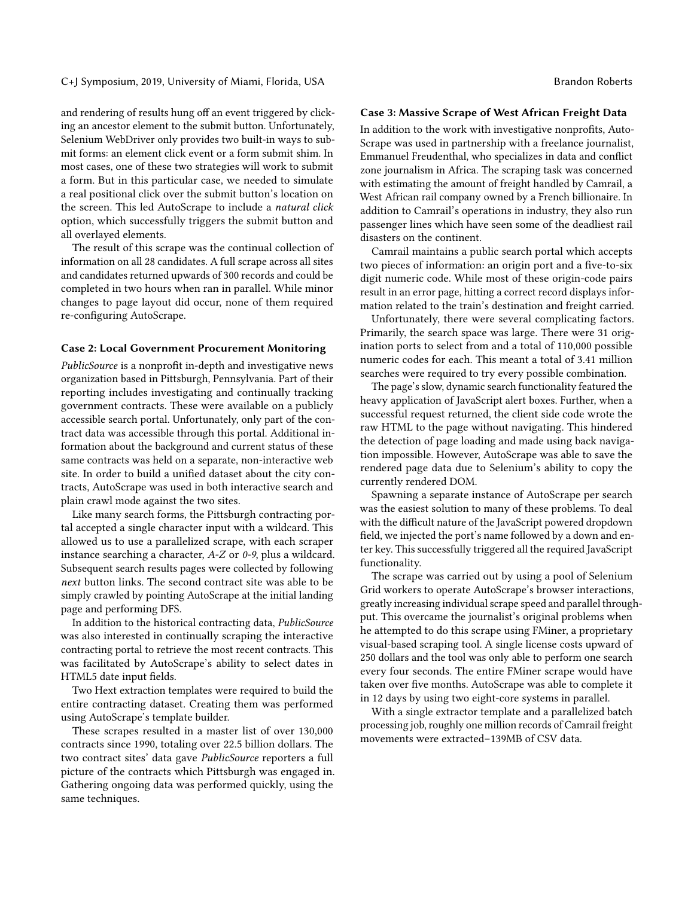and rendering of results hung off an event triggered by clicking an ancestor element to the submit button. Unfortunately, Selenium WebDriver only provides two built-in ways to submit forms: an element click event or a form submit shim. In most cases, one of these two strategies will work to submit a form. But in this particular case, we needed to simulate a real positional click over the submit button's location on the screen. This led AutoScrape to include a *natural click* option, which successfully triggers the submit button and all overlayed elements.

The result of this scrape was the continual collection of information on all 28 candidates. A full scrape across all sites and candidates returned upwards of 300 records and could be completed in two hours when ran in parallel. While minor changes to page layout did occur, none of them required re-configuring AutoScrape.

### Case 2: Local Government Procurement Monitoring

*PublicSource* is a nonprofit in-depth and investigative news organization based in Pittsburgh, Pennsylvania. Part of their reporting includes investigating and continually tracking government contracts. These were available on a publicly accessible search portal. Unfortunately, only part of the contract data was accessible through this portal. Additional information about the background and current status of these same contracts was held on a separate, non-interactive web site. In order to build a unified dataset about the city contracts, AutoScrape was used in both interactive search and plain crawl mode against the two sites.

Like many search forms, the Pittsburgh contracting portal accepted a single character input with a wildcard. This allowed us to use a parallelized scrape, with each scraper instance searching a character, *A-Z* or *0-9*, plus a wildcard. Subsequent search results pages were collected by following *next* button links. The second contract site was able to be simply crawled by pointing AutoScrape at the initial landing page and performing DFS.

In addition to the historical contracting data, *PublicSource* was also interested in continually scraping the interactive contracting portal to retrieve the most recent contracts. This was facilitated by AutoScrape's ability to select dates in HTML5 date input fields.

Two Hext extraction templates were required to build the entire contracting dataset. Creating them was performed using AutoScrape's template builder.

These scrapes resulted in a master list of over 130,000 contracts since 1990, totaling over 22.5 billion dollars. The two contract sites' data gave *PublicSource* reporters a full picture of the contracts which Pittsburgh was engaged in. Gathering ongoing data was performed quickly, using the same techniques.

### Case 3: Massive Scrape of West African Freight Data

In addition to the work with investigative nonprofits, AutoScrape was used in partnership with a freelance journalist, Emmanuel Freudenthal, who specializes in data and conflict zone journalism in Africa. The scraping task was concerned with estimating the amount of freight handled by Camrail, a West African rail company owned by a French billionaire. In addition to Camrail's operations in industry, they also run passenger lines which have seen some of the deadliest rail disasters on the continent.

Camrail maintains a public search portal which accepts two pieces of information: an origin port and a five-to-six digit numeric code. While most of these origin-code pairs result in an error page, hitting a correct record displays information related to the train's destination and freight carried.

Unfortunately, there were several complicating factors. Primarily, the search space was large. There were 31 origination ports to select from and a total of 110,000 possible numeric codes for each. This meant a total of 3.41 million searches were required to try every possible combination.

The page's slow, dynamic search functionality featured the heavy application of JavaScript alert boxes. Further, when a successful request returned, the client side code wrote the raw HTML to the page without navigating. This hindered the detection of page loading and made using back navigation impossible. However, AutoScrape was able to save the rendered page data due to Selenium's ability to copy the currently rendered DOM.

Spawning a separate instance of AutoScrape per search was the easiest solution to many of these problems. To deal with the difficult nature of the JavaScript powered dropdown field, we injected the port's name followed by a down and enter key. This successfully triggered all the required JavaScript functionality.

The scrape was carried out by using a pool of Selenium Grid workers to operate AutoScrape's browser interactions, greatly increasing individual scrape speed and parallel throughput. This overcame the journalist's original problems when he attempted to do this scrape using FMiner, a proprietary visual-based scraping tool. A single license costs upward of 250 dollars and the tool was only able to perform one search every four seconds. The entire FMiner scrape would have taken over five months. AutoScrape was able to complete it in 12 days by using two eight-core systems in parallel.

With a single extractor template and a parallelized batch processing job, roughly one million records of Camrail freight movements were extracted–139MB of CSV data.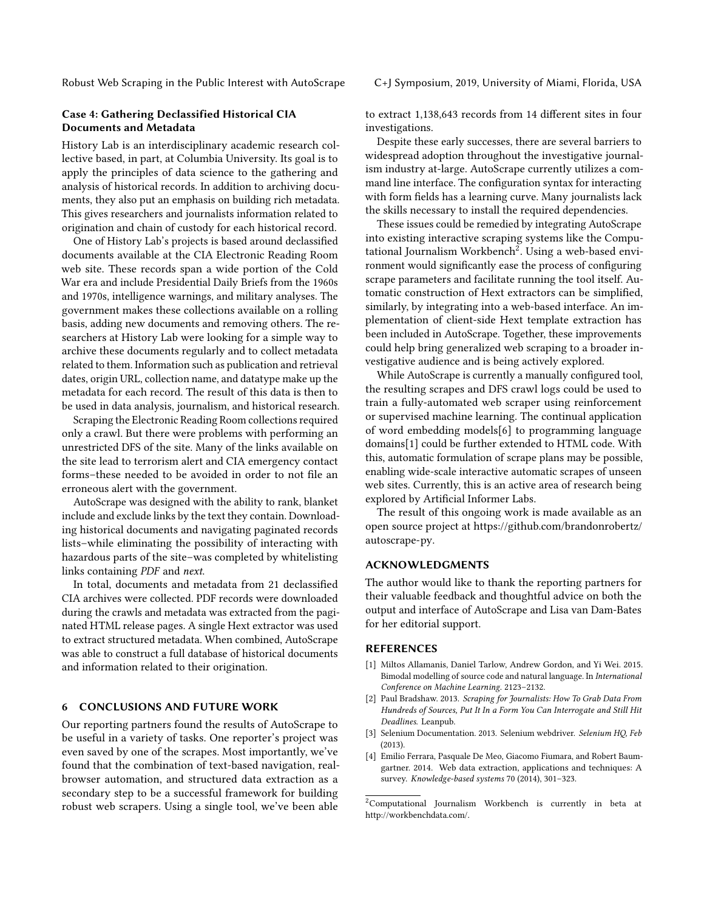### Case 4: Gathering Declassified Historical CIA Documents and Metadata

History Lab is an interdisciplinary academic research collective based, in part, at Columbia University. Its goal is to apply the principles of data science to the gathering and analysis of historical records. In addition to archiving documents, they also put an emphasis on building rich metadata. This gives researchers and journalists information related to origination and chain of custody for each historical record.

One of History Lab's projects is based around declassified documents available at the CIA Electronic Reading Room web site. These records span a wide portion of the Cold War era and include Presidential Daily Briefs from the 1960s and 1970s, intelligence warnings, and military analyses. The government makes these collections available on a rolling basis, adding new documents and removing others. The researchers at History Lab were looking for a simple way to archive these documents regularly and to collect metadata related to them. Information such as publication and retrieval dates, origin URL, collection name, and datatype make up the metadata for each record. The result of this data is then to be used in data analysis, journalism, and historical research.

Scraping the Electronic Reading Room collections required only a crawl. But there were problems with performing an unrestricted DFS of the site. Many of the links available on the site lead to terrorism alert and CIA emergency contact forms–these needed to be avoided in order to not file an erroneous alert with the government.

AutoScrape was designed with the ability to rank, blanket include and exclude links by the text they contain. Downloading historical documents and navigating paginated records lists–while eliminating the possibility of interacting with hazardous parts of the site–was completed by whitelisting links containing *PDF* and *next*.

In total, documents and metadata from 21 declassified CIA archives were collected. PDF records were downloaded during the crawls and metadata was extracted from the paginated HTML release pages. A single Hext extractor was used to extract structured metadata. When combined, AutoScrape was able to construct a full database of historical documents and information related to their origination.

## 6 CONCLUSIONS AND FUTURE WORK

Our reporting partners found the results of AutoScrape to be useful in a variety of tasks. One reporter's project was even saved by one of the scrapes. Most importantly, we've found that the combination of text-based navigation, real-browser automation, and structured data extraction as a secondary step to be a successful framework for building robust web scrapers. Using a single tool, we've been able to extract 1,138,643 records from 14 different sites in four investigations.

Despite these early successes, there are several barriers to widespread adoption throughout the investigative journalism industry at-large. AutoScrape currently utilizes a command line interface. The configuration syntax for interacting with form fields has a learning curve. Many journalists lack the skills necessary to install the required dependencies.

These issues could be remedied by integrating AutoScrape into existing interactive scraping systems like the Computational Journalism Workbench[2]. Using a web-based environment would significantly ease the process of configuring scrape parameters and facilitate running the tool itself. Automatic construction of Hext extractors can be simplified, similarly, by integrating into a web-based interface. An implementation of client-side Hext template extraction has been included in AutoScrape. Together, these improvements could help bring generalized web scraping to a broader investigative audience and is being actively explored.

While AutoScrape is currently a manually configured tool, the resulting scrapes and DFS crawl logs could be used to train a fully-automated web scraper using reinforcement or supervised machine learning. The continual application of word embedding models[6] to programming language domains[1] could be further extended to HTML code. With this, automatic formulation of scrape plans may be possible, enabling wide-scale interactive automatic scrapes of unseen web sites. Currently, this is an active area of research being explored by Artificial Informer Labs.

The result of this ongoing work is made available as an open source project at https://github.com/brandonrobertz/autoscrape-py.

## ACKNOWLEDGMENTS

The author would like to thank the reporting partners for their valuable feedback and thoughtful advice on both the output and interface of AutoScrape and Lisa van Dam-Bates for her editorial support.

## REFERENCES

[1] Miltos Allamanis, Daniel Tarlow, Andrew Gordon, and Yi Wei. 2015. Bimodal modelling of source code and natural language. In *International Conference on Machine Learning*. 2123–2132.

[2] Paul Bradshaw. 2013. *Scraping for Journalists: How To Grab Data From Hundreds of Sources, Put It In a Form You Can Interrogate and Still Hit Deadlines*. Leanpub.

[3] Selenium Documentation. 2013. Selenium webdriver. *Selenium HQ, Feb* (2013).

[4] Emilio Ferrara, Pasquale De Meo, Giacomo Fiumara, and Robert Baumgartner. 2014. Web data extraction, applications and techniques: A survey. *Knowledge-based systems* 70 (2014), 301–323.

[2] Computational Journalism Workbench is currently in beta at http://workbenchdata.com/.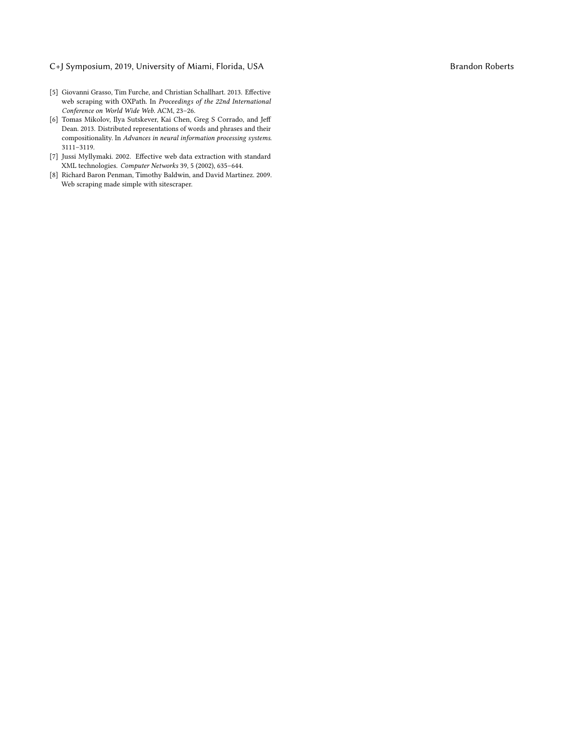[5] Giovanni Grasso, Tim Furche, and Christian Schallhart. 2013. Effective web scraping with OXPath. In *Proceedings of the 22nd International Conference on World Wide Web*. ACM, 23–26.

[6] Tomas Mikolov, Ilya Sutskever, Kai Chen, Greg S Corrado, and Jeff Dean. 2013. Distributed representations of words and phrases and their compositionality. In *Advances in neural information processing systems*. 3111–3119.

[7] Jussi Myllymaki. 2002. Effective web data extraction with standard XML technologies. *Computer Networks* 39, 5 (2002), 635–644.

[8] Richard Baron Penman, Timothy Baldwin, and David Martinez. 2009. Web scraping made simple with sitescraper.